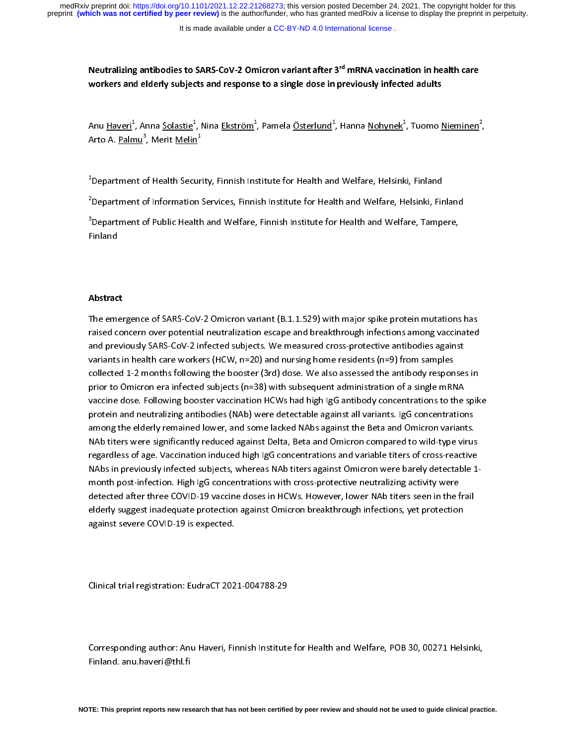# Neutralizing antibodies to SARS-CoV-2 Omicron variant after 3rd mRNA vaccination in health care workers and elderly subjects and response to a single dose in previously infected adults

Anu Haveri[1], Anna Solastie[1], Nina Ekström[1], Pamela Österlund[1], Hanna Nohynek[1], Tuomo Nieminen[2], Arto A. Palmu[3], Merit Melin[1]

[1]Department of Health Security, Finnish Institute for Health and Welfare, Helsinki, Finland

[2]Department of Information Services, Finnish Institute for Health and Welfare, Helsinki, Finland

[3]Department of Public Health and Welfare, Finnish Institute for Health and Welfare, Tampere, Finland

## Abstract

The emergence of SARS-CoV-2 Omicron variant (B.1.1.529) with major spike protein mutations has raised concern over potential neutralization escape and breakthrough infections among vaccinated and previously SARS-CoV-2 infected subjects. We measured cross-protective antibodies against variants in health care workers (HCW, n=20) and nursing home residents (n=9) from samples collected 1-2 months following the booster (3rd) dose. We also assessed the antibody responses in prior to Omicron era infected subjects (n=38) with subsequent administration of a single mRNA vaccine dose. Following booster vaccination HCWs had high IgG antibody concentrations to the spike protein and neutralizing antibodies (NAb) were detectable against all variants. IgG concentrations among the elderly remained lower, and some lacked NAbs against the Beta and Omicron variants. NAb titers were significantly reduced against Delta, Beta and Omicron compared to wild-type virus regardless of age. Vaccination induced high IgG concentrations and variable titers of cross-reactive NAbs in previously infected subjects, whereas NAb titers against Omicron were barely detectable 1-month post-infection. High IgG concentrations with cross-protective neutralizing activity were detected after three COVID-19 vaccine doses in HCWs. However, lower NAb titers seen in the frail elderly suggest inadequate protection against Omicron breakthrough infections, yet protection against severe COVID-19 is expected.

Clinical trial registration: EudraCT 2021-004788-29

Corresponding author: Anu Haveri, Finnish Institute for Health and Welfare, POB 30, 00271 Helsinki, Finland. anu.haveri@thl.fi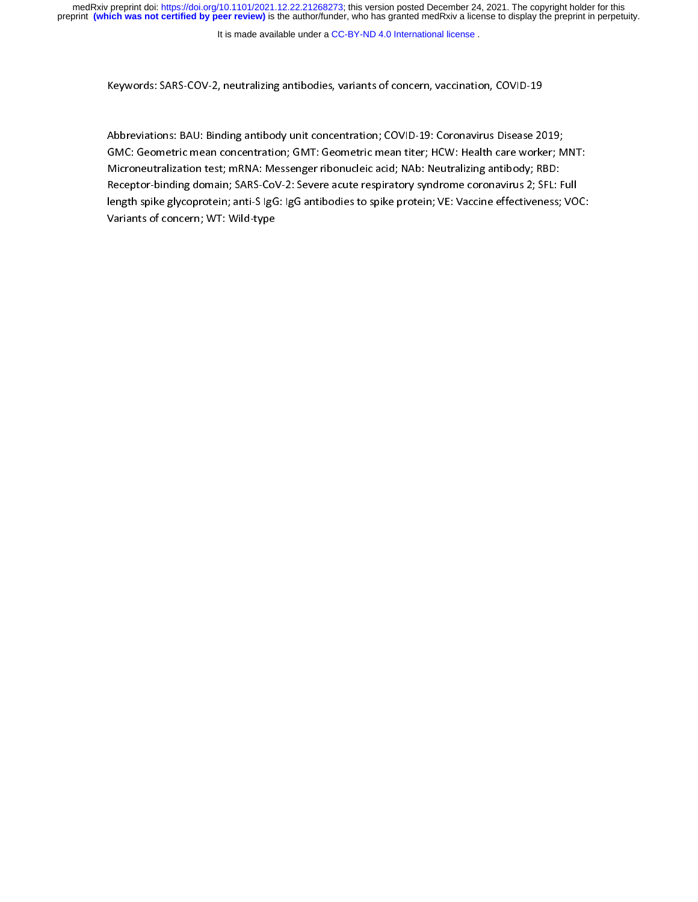Keywords: SARS-COV-2, neutralizing antibodies, variants of concern, vaccination, COVID-19

Abbreviations: BAU: Binding antibody unit concentration; COVID-19: Coronavirus Disease 2019; GMC: Geometric mean concentration; GMT: Geometric mean titer; HCW: Health care worker; MNT: Microneutralization test; mRNA: Messenger ribonucleic acid; NAb: Neutralizing antibody; RBD: Receptor-binding domain; SARS-CoV-2: Severe acute respiratory syndrome coronavirus 2; SFL: Full length spike glycoprotein; anti-S IgG: IgG antibodies to spike protein; VE: Vaccine effectiveness; VOC: Variants of concern; WT: Wild-type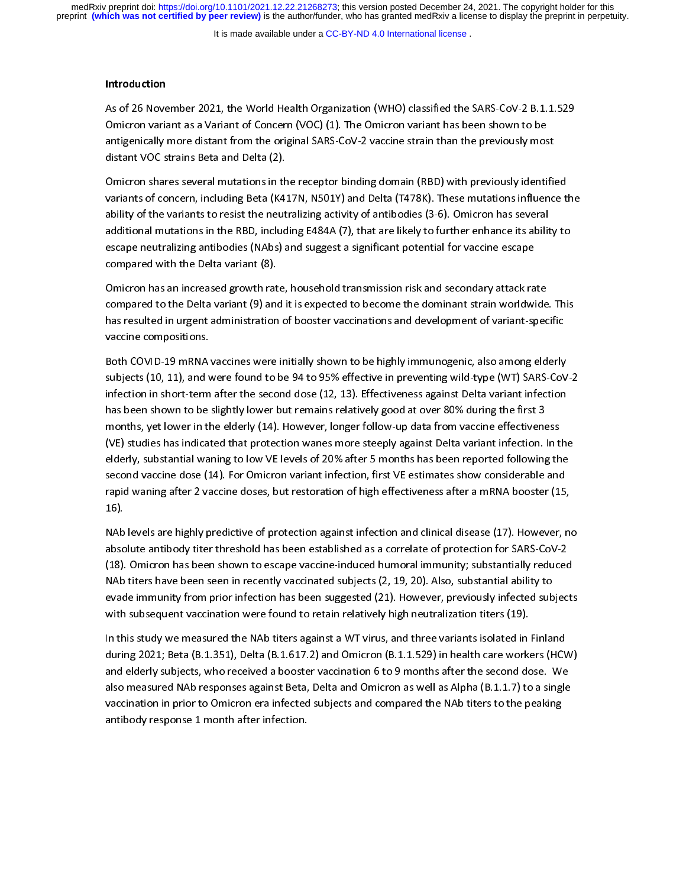## Introduction

As of 26 November 2021, the World Health Organization (WHO) classified the SARS-CoV-2 B.1.1.529 Omicron variant as a Variant of Concern (VOC) (1). The Omicron variant has been shown to be antigenically more distant from the original SARS-CoV-2 vaccine strain than the previously most distant VOC strains Beta and Delta (2).

Omicron shares several mutations in the receptor binding domain (RBD) with previously identified variants of concern, including Beta (K417N, N501Y) and Delta (T478K). These mutations influence the ability of the variants to resist the neutralizing activity of antibodies (3-6). Omicron has several additional mutations in the RBD, including E484A (7), that are likely to further enhance its ability to escape neutralizing antibodies (NAbs) and suggest a significant potential for vaccine escape compared with the Delta variant (8).

Omicron has an increased growth rate, household transmission risk and secondary attack rate compared to the Delta variant (9) and it is expected to become the dominant strain worldwide. This has resulted in urgent administration of booster vaccinations and development of variant-specific vaccine compositions.

Both COVID-19 mRNA vaccines were initially shown to be highly immunogenic, also among elderly subjects (10, 11), and were found to be 94 to 95% effective in preventing wild-type (WT) SARS-CoV-2 infection in short-term after the second dose (12, 13). Effectiveness against Delta variant infection has been shown to be slightly lower but remains relatively good at over 80% during the first 3 months, yet lower in the elderly (14). However, longer follow-up data from vaccine effectiveness (VE) studies has indicated that protection wanes more steeply against Delta variant infection. In the elderly, substantial waning to low VE levels of 20% after 5 months has been reported following the second vaccine dose (14). For Omicron variant infection, first VE estimates show considerable and rapid waning after 2 vaccine doses, but restoration of high effectiveness after a mRNA booster (15, 16).

NAb levels are highly predictive of protection against infection and clinical disease (17). However, no absolute antibody titer threshold has been established as a correlate of protection for SARS-CoV-2 (18). Omicron has been shown to escape vaccine-induced humoral immunity; substantially reduced NAb titers have been seen in recently vaccinated subjects (2, 19, 20). Also, substantial ability to evade immunity from prior infection has been suggested (21). However, previously infected subjects with subsequent vaccination were found to retain relatively high neutralization titers (19).

In this study we measured the NAb titers against a WT virus, and three variants isolated in Finland during 2021; Beta (B.1.351), Delta (B.1.617.2) and Omicron (B.1.1.529) in health care workers (HCW) and elderly subjects, who received a booster vaccination 6 to 9 months after the second dose. We also measured NAb responses against Beta, Delta and Omicron as well as Alpha (B.1.1.7) to a single vaccination in prior to Omicron era infected subjects and compared the NAb titers to the peaking antibody response 1 month after infection.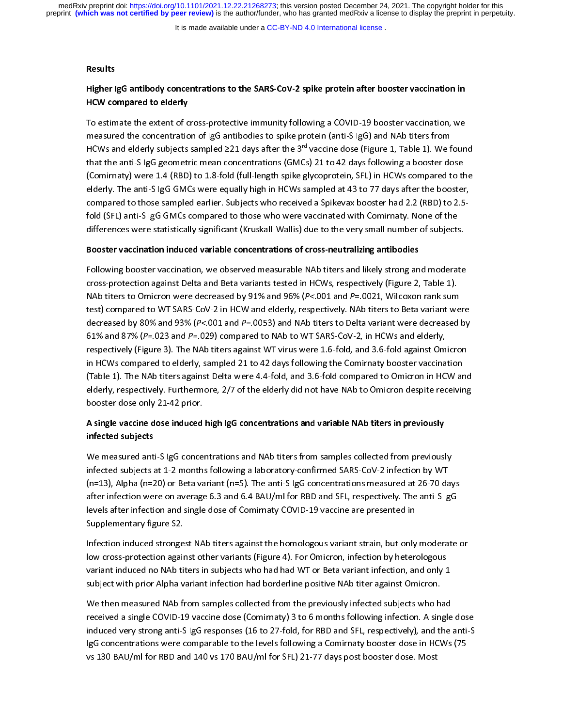## Results

### Higher IgG antibody concentrations to the SARS-CoV-2 spike protein after booster vaccination in HCW compared to elderly

To estimate the extent of cross-protective immunity following a COVID-19 booster vaccination, we measured the concentration of IgG antibodies to spike protein (anti-S IgG) and NAb titers from HCWs and elderly subjects sampled ≥21 days after the 3rd vaccine dose (Figure 1, Table 1). We found that the anti-S IgG geometric mean concentrations (GMCs) 21 to 42 days following a booster dose (Comirnaty) were 1.4 (RBD) to 1.8-fold (full-length spike glycoprotein, SFL) in HCWs compared to the elderly. The anti-S IgG GMCs were equally high in HCWs sampled at 43 to 77 days after the booster, compared to those sampled earlier. Subjects who received a Spikevax booster had 2.2 (RBD) to 2.5-fold (SFL) anti-S IgG GMCs compared to those who were vaccinated with Comirnaty. None of the differences were statistically significant (Kruskall-Wallis) due to the very small number of subjects.

### Booster vaccination induced variable concentrations of cross-neutralizing antibodies

Following booster vaccination, we observed measurable NAb titers and likely strong and moderate cross-protection against Delta and Beta variants tested in HCWs, respectively (Figure 2, Table 1). NAb titers to Omicron were decreased by 91% and 96% (*P*<.001 and *P*=.0021, Wilcoxon rank sum test) compared to WT SARS-CoV-2 in HCW and elderly, respectively. NAb titers to Beta variant were decreased by 80% and 93% (*P*<.001 and *P*=.0053) and NAb titers to Delta variant were decreased by 61% and 87% (*P*=.023 and *P*=.029) compared to NAb to WT SARS-CoV-2, in HCWs and elderly, respectively (Figure 3). The NAb titers against WT virus were 1.6-fold, and 3.6-fold against Omicron in HCWs compared to elderly, sampled 21 to 42 days following the Comirnaty booster vaccination (Table 1). The NAb titers against Delta were 4.4-fold, and 3.6-fold compared to Omicron in HCW and elderly, respectively. Furthermore, 2/7 of the elderly did not have NAb to Omicron despite receiving booster dose only 21-42 prior.

### A single vaccine dose induced high IgG concentrations and variable NAb titers in previously infected subjects

We measured anti-S IgG concentrations and NAb titers from samples collected from previously infected subjects at 1-2 months following a laboratory-confirmed SARS-CoV-2 infection by WT (n=13), Alpha (n=20) or Beta variant (n=5). The anti-S IgG concentrations measured at 26-70 days after infection were on average 6.3 and 6.4 BAU/ml for RBD and SFL, respectively. The anti-S IgG levels after infection and single dose of Comirnaty COVID-19 vaccine are presented in Supplementary figure S2.

Infection induced strongest NAb titers against the homologous variant strain, but only moderate or low cross-protection against other variants (Figure 4). For Omicron, infection by heterologous variant induced no NAb titers in subjects who had had WT or Beta variant infection, and only 1 subject with prior Alpha variant infection had borderline positive NAb titer against Omicron.

We then measured NAb from samples collected from the previously infected subjects who had received a single COVID-19 vaccine dose (Comirnaty) 3 to 6 months following infection. A single dose induced very strong anti-S IgG responses (16 to 27-fold, for RBD and SFL, respectively), and the anti-S IgG concentrations were comparable to the levels following a Comirnaty booster dose in HCWs (75 vs 130 BAU/ml for RBD and 140 vs 170 BAU/ml for SFL) 21-77 days post booster dose. Most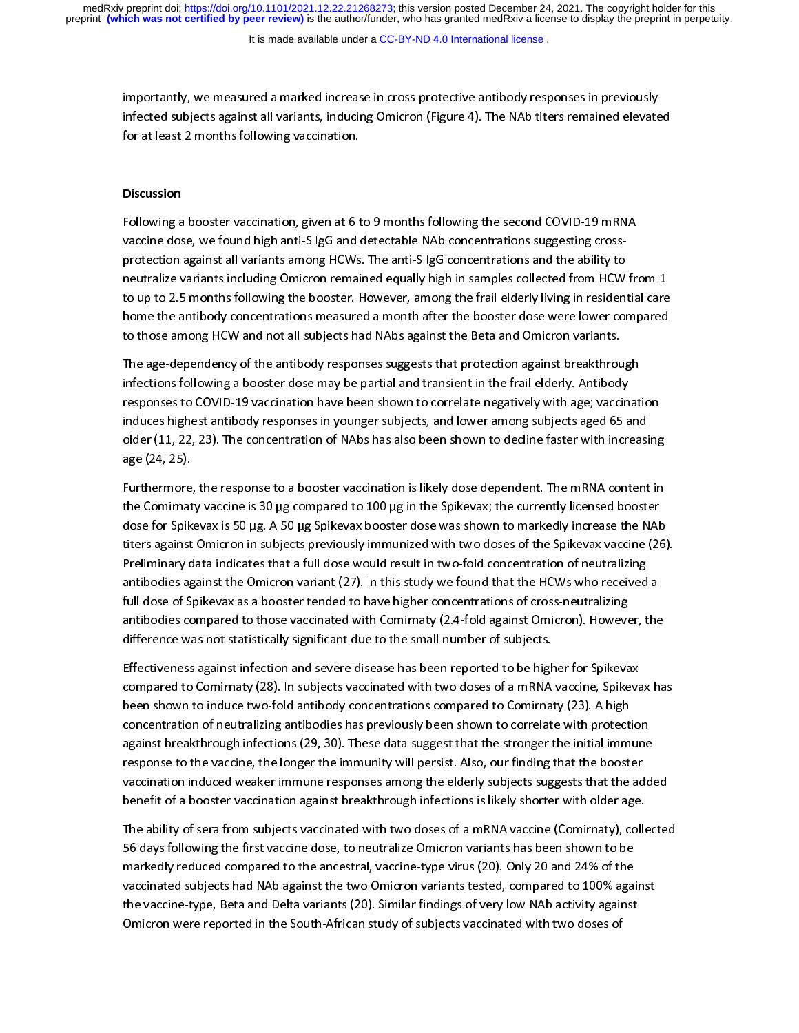importantly, we measured a marked increase in cross-protective antibody responses in previously infected subjects against all variants, inducing Omicron (Figure 4). The NAb titers remained elevated for at least 2 months following vaccination.

## Discussion

Following a booster vaccination, given at 6 to 9 months following the second COVID-19 mRNA vaccine dose, we found high anti-S IgG and detectable NAb concentrations suggesting cross-protection against all variants among HCWs. The anti-S IgG concentrations and the ability to neutralize variants including Omicron remained equally high in samples collected from HCW from 1 to up to 2.5 months following the booster. However, among the frail elderly living in residential care home the antibody concentrations measured a month after the booster dose were lower compared to those among HCW and not all subjects had NAbs against the Beta and Omicron variants.

The age-dependency of the antibody responses suggests that protection against breakthrough infections following a booster dose may be partial and transient in the frail elderly. Antibody responses to COVID-19 vaccination have been shown to correlate negatively with age; vaccination induces highest antibody responses in younger subjects, and lower among subjects aged 65 and older (11, 22, 23). The concentration of NAbs has also been shown to decline faster with increasing age (24, 25).

Furthermore, the response to a booster vaccination is likely dose dependent. The mRNA content in the Comirnaty vaccine is 30 µg compared to 100 µg in the Spikevax; the currently licensed booster dose for Spikevax is 50 µg. A 50 µg Spikevax booster dose was shown to markedly increase the NAb titers against Omicron in subjects previously immunized with two doses of the Spikevax vaccine (26). Preliminary data indicates that a full dose would result in two-fold concentration of neutralizing antibodies against the Omicron variant (27). In this study we found that the HCWs who received a full dose of Spikevax as a booster tended to have higher concentrations of cross-neutralizing antibodies compared to those vaccinated with Comimaty (2.4-fold against Omicron). However, the difference was not statistically significant due to the small number of subjects.

Effectiveness against infection and severe disease has been reported to be higher for Spikevax compared to Comirnaty (28). In subjects vaccinated with two doses of a mRNA vaccine, Spikevax has been shown to induce two-fold antibody concentrations compared to Comirnaty (23). A high concentration of neutralizing antibodies has previously been shown to correlate with protection against breakthrough infections (29, 30). These data suggest that the stronger the initial immune response to the vaccine, the longer the immunity will persist. Also, our finding that the booster vaccination induced weaker immune responses among the elderly subjects suggests that the added benefit of a booster vaccination against breakthrough infections is likely shorter with older age.

The ability of sera from subjects vaccinated with two doses of a mRNA vaccine (Comirnaty), collected 56 days following the first vaccine dose, to neutralize Omicron variants has been shown to be markedly reduced compared to the ancestral, vaccine-type virus (20). Only 20 and 24% of the vaccinated subjects had NAb against the two Omicron variants tested, compared to 100% against the vaccine-type, Beta and Delta variants (20). Similar findings of very low NAb activity against Omicron were reported in the South-African study of subjects vaccinated with two doses of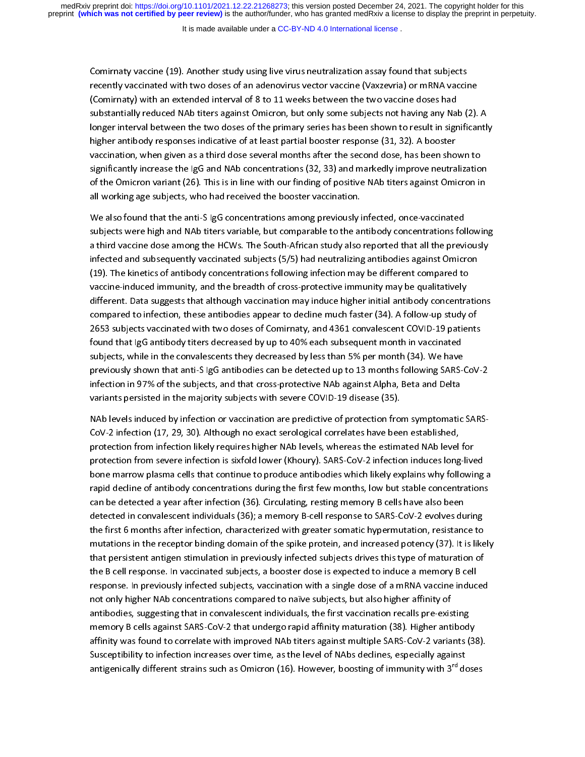Comirnaty vaccine (19). Another study using live virus neutralization assay found that subjects recently vaccinated with two doses of an adenovirus vector vaccine (Vaxzevria) or mRNA vaccine (Comirnaty) with an extended interval of 8 to 11 weeks between the two vaccine doses had substantially reduced NAb titers against Omicron, but only some subjects not having any Nab (2). A longer interval between the two doses of the primary series has been shown to result in significantly higher antibody responses indicative of at least partial booster response (31, 32). A booster vaccination, when given as a third dose several months after the second dose, has been shown to significantly increase the IgG and NAb concentrations (32, 33) and markedly improve neutralization of the Omicron variant (26). This is in line with our finding of positive NAb titers against Omicron in all working age subjects, who had received the booster vaccination.

We also found that the anti-S IgG concentrations among previously infected, once-vaccinated subjects were high and NAb titers variable, but comparable to the antibody concentrations following a third vaccine dose among the HCWs. The South-African study also reported that all the previously infected and subsequently vaccinated subjects (5/5) had neutralizing antibodies against Omicron (19). The kinetics of antibody concentrations following infection may be different compared to vaccine-induced immunity, and the breadth of cross-protective immunity may be qualitatively different. Data suggests that although vaccination may induce higher initial antibody concentrations compared to infection, these antibodies appear to decline much faster (34). A follow-up study of 2653 subjects vaccinated with two doses of Comirnaty, and 4361 convalescent COVID-19 patients found that IgG antibody titers decreased by up to 40% each subsequent month in vaccinated subjects, while in the convalescents they decreased by less than 5% per month (34). We have previously shown that anti-S IgG antibodies can be detected up to 13 months following SARS-CoV-2 infection in 97% of the subjects, and that cross-protective NAb against Alpha, Beta and Delta variants persisted in the majority subjects with severe COVID-19 disease (35).

NAb levels induced by infection or vaccination are predictive of protection from symptomatic SARS-CoV-2 infection (17, 29, 30). Although no exact serological correlates have been established, protection from infection likely requires higher NAb levels, whereas the estimated NAb level for protection from severe infection is sixfold lower (Khoury). SARS-CoV-2 infection induces long-lived bone marrow plasma cells that continue to produce antibodies which likely explains why following a rapid decline of antibody concentrations during the first few months, low but stable concentrations can be detected a year after infection (36). Circulating, resting memory B cells have also been detected in convalescent individuals (36); a memory B-cell response to SARS-CoV-2 evolves during the first 6 months after infection, characterized with greater somatic hypermutation, resistance to mutations in the receptor binding domain of the spike protein, and increased potency (37). It is likely that persistent antigen stimulation in previously infected subjects drives this type of maturation of the B cell response. In vaccinated subjects, a booster dose is expected to induce a memory B cell response. In previously infected subjects, vaccination with a single dose of a mRNA vaccine induced not only higher NAb concentrations compared to naïve subjects, but also higher affinity of antibodies, suggesting that in convalescent individuals, the first vaccination recalls pre-existing memory B cells against SARS-CoV-2 that undergo rapid affinity maturation (38). Higher antibody affinity was found to correlate with improved NAb titers against multiple SARS-CoV-2 variants (38). Susceptibility to infection increases over time, as the level of NAbs declines, especially against antigenically different strains such as Omicron (16). However, boosting of immunity with 3rd doses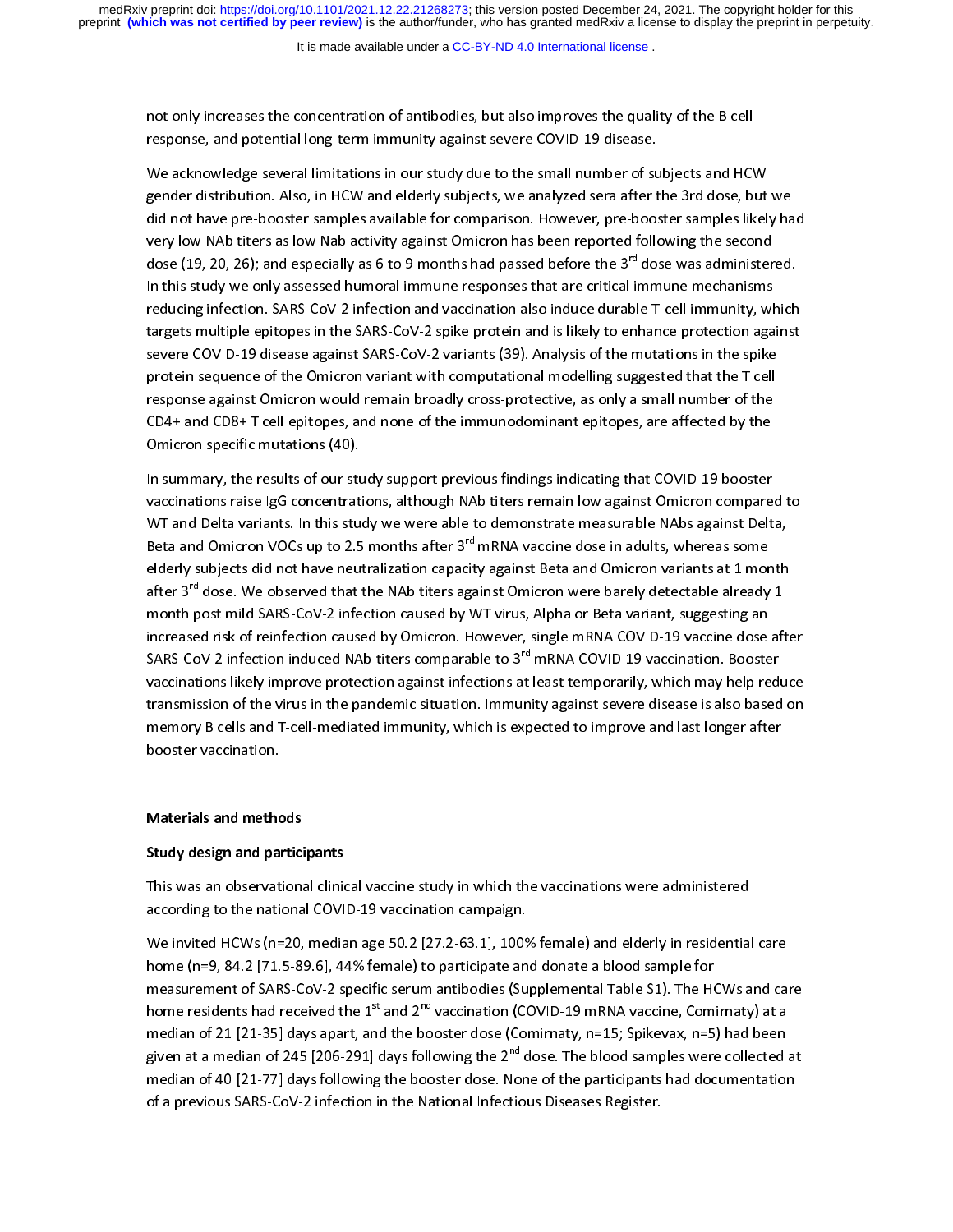not only increases the concentration of antibodies, but also improves the quality of the B cell response, and potential long-term immunity against severe COVID-19 disease.

We acknowledge several limitations in our study due to the small number of subjects and HCW gender distribution. Also, in HCW and elderly subjects, we analyzed sera after the 3rd dose, but we did not have pre-booster samples available for comparison. However, pre-booster samples likely had very low NAb titers as low Nab activity against Omicron has been reported following the second dose (19, 20, 26); and especially as 6 to 9 months had passed before the 3rd dose was administered. In this study we only assessed humoral immune responses that are critical immune mechanisms reducing infection. SARS-CoV-2 infection and vaccination also induce durable T-cell immunity, which targets multiple epitopes in the SARS-CoV-2 spike protein and is likely to enhance protection against severe COVID-19 disease against SARS-CoV-2 variants (39). Analysis of the mutations in the spike protein sequence of the Omicron variant with computational modelling suggested that the T cell response against Omicron would remain broadly cross-protective, as only a small number of the CD4+ and CD8+ T cell epitopes, and none of the immunodominant epitopes, are affected by the Omicron specific mutations (40).

In summary, the results of our study support previous findings indicating that COVID-19 booster vaccinations raise IgG concentrations, although NAb titers remain low against Omicron compared to WT and Delta variants. In this study we were able to demonstrate measurable NAbs against Delta, Beta and Omicron VOCs up to 2.5 months after 3rd mRNA vaccine dose in adults, whereas some elderly subjects did not have neutralization capacity against Beta and Omicron variants at 1 month after 3rd dose. We observed that the NAb titers against Omicron were barely detectable already 1 month post mild SARS-CoV-2 infection caused by WT virus, Alpha or Beta variant, suggesting an increased risk of reinfection caused by Omicron. However, single mRNA COVID-19 vaccine dose after SARS-CoV-2 infection induced NAb titers comparable to 3rd mRNA COVID-19 vaccination. Booster vaccinations likely improve protection against infections at least temporarily, which may help reduce transmission of the virus in the pandemic situation. Immunity against severe disease is also based on memory B cells and T-cell-mediated immunity, which is expected to improve and last longer after booster vaccination.

## Materials and methods

### Study design and participants

This was an observational clinical vaccine study in which the vaccinations were administered according to the national COVID-19 vaccination campaign.

We invited HCWs (n=20, median age 50.2 [27.2-63.1], 100% female) and elderly in residential care home (n=9, 84.2 [71.5-89.6], 44% female) to participate and donate a blood sample for measurement of SARS-CoV-2 specific serum antibodies (Supplemental Table S1). The HCWs and care home residents had received the 1st and 2nd vaccination (COVID-19 mRNA vaccine, Comirnaty) at a median of 21 [21-35] days apart, and the booster dose (Comirnaty, n=15; Spikevax, n=5) had been given at a median of 245 [206-291] days following the 2nd dose. The blood samples were collected at median of 40 [21-77] days following the booster dose. None of the participants had documentation of a previous SARS-CoV-2 infection in the National Infectious Diseases Register.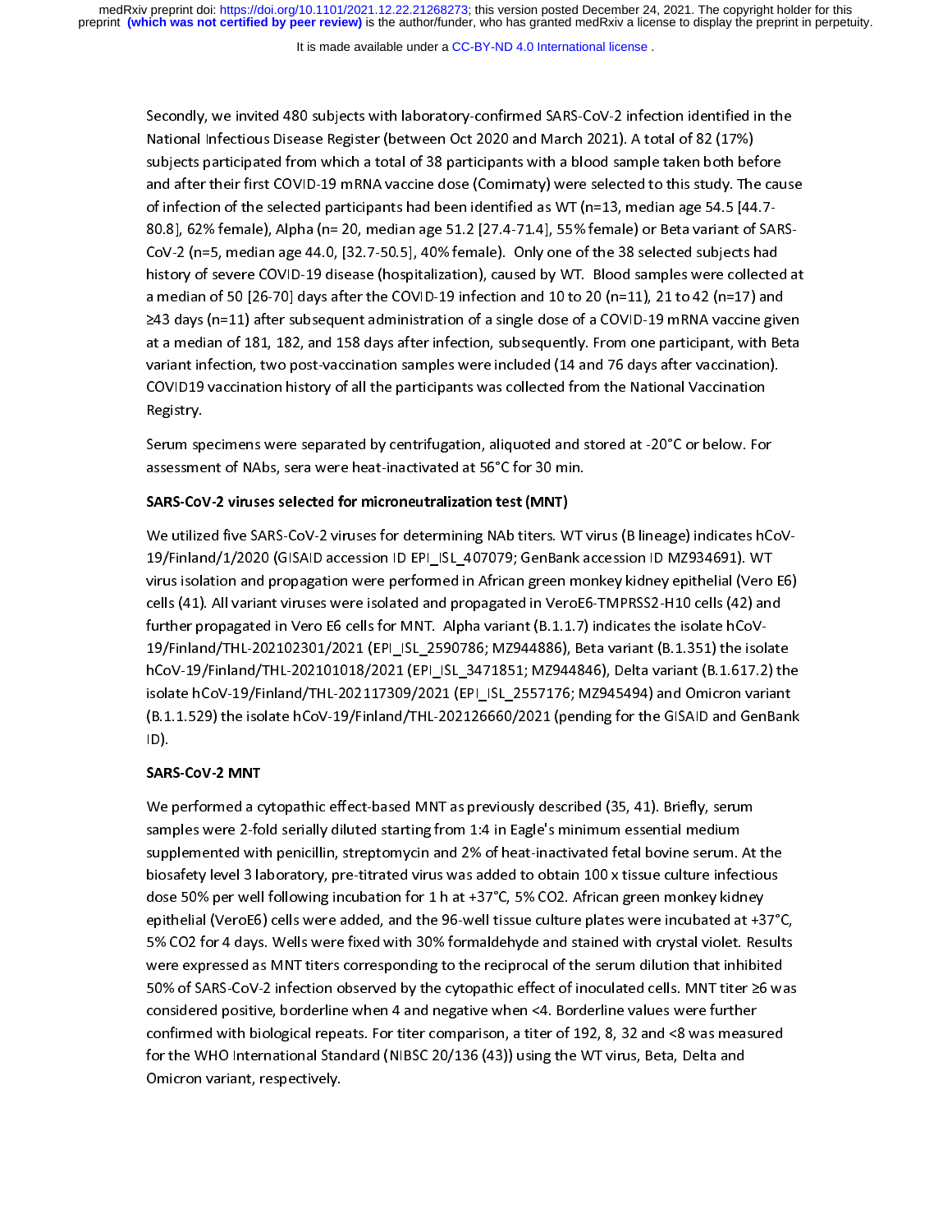Secondly, we invited 480 subjects with laboratory-confirmed SARS-CoV-2 infection identified in the National Infectious Disease Register (between Oct 2020 and March 2021). A total of 82 (17%) subjects participated from which a total of 38 participants with a blood sample taken both before and after their first COVID-19 mRNA vaccine dose (Comirnaty) were selected to this study. The cause of infection of the selected participants had been identified as WT (n=13, median age 54.5 [44.7-80.8], 62% female), Alpha (n= 20, median age 51.2 [27.4-71.4], 55% female) or Beta variant of SARS-CoV-2 (n=5, median age 44.0, [32.7-50.5], 40% female). Only one of the 38 selected subjects had history of severe COVID-19 disease (hospitalization), caused by WT. Blood samples were collected at a median of 50 [26-70] days after the COVID-19 infection and 10 to 20 (n=11), 21 to 42 (n=17) and ≥43 days (n=11) after subsequent administration of a single dose of a COVID-19 mRNA vaccine given at a median of 181, 182, and 158 days after infection, subsequently. From one participant, with Beta variant infection, two post-vaccination samples were included (14 and 76 days after vaccination). COVID19 vaccination history of all the participants was collected from the National Vaccination Registry.

Serum specimens were separated by centrifugation, aliquoted and stored at -20°C or below. For assessment of NAbs, sera were heat-inactivated at 56°C for 30 min.

**SARS-CoV-2 viruses selected for microneutralization test (MNT)**

We utilized five SARS-CoV-2 viruses for determining NAb titers. WT virus (B lineage) indicates hCoV-19/Finland/1/2020 (GISAID accession ID EPI_ISL_407079; GenBank accession ID MZ934691). WT virus isolation and propagation were performed in African green monkey kidney epithelial (Vero E6) cells (41). All variant viruses were isolated and propagated in VeroE6-TMPRSS2-H10 cells (42) and further propagated in Vero E6 cells for MNT. Alpha variant (B.1.1.7) indicates the isolate hCoV-19/Finland/THL-202102301/2021 (EPI_ISL_2590786; MZ944886), Beta variant (B.1.351) the isolate hCoV-19/Finland/THL-202101018/2021 (EPI_ISL_3471851; MZ944846), Delta variant (B.1.617.2) the isolate hCoV-19/Finland/THL-202117309/2021 (EPI_ISL_2557176; MZ945494) and Omicron variant (B.1.1.529) the isolate hCoV-19/Finland/THL-202126660/2021 (pending for the GISAID and GenBank ID).

**SARS-CoV-2 MNT**

We performed a cytopathic effect-based MNT as previously described (35, 41). Briefly, serum samples were 2-fold serially diluted starting from 1:4 in Eagle's minimum essential medium supplemented with penicillin, streptomycin and 2% of heat-inactivated fetal bovine serum. At the biosafety level 3 laboratory, pre-titrated virus was added to obtain 100 x tissue culture infectious dose 50% per well following incubation for 1 h at +37°C, 5% $CO_2$. African green monkey kidney epithelial (VeroE6) cells were added, and the 96-well tissue culture plates were incubated at +37°C, 5% $CO_2$ for 4 days. Wells were fixed with 30% formaldehyde and stained with crystal violet. Results were expressed as MNT titers corresponding to the reciprocal of the serum dilution that inhibited 50% of SARS-CoV-2 infection observed by the cytopathic effect of inoculated cells. MNT titer ≥6 was considered positive, borderline when 4 and negative when <4. Borderline values were further confirmed with biological repeats. For titer comparison, a titer of 192, 8, 32 and <8 was measured for the WHO International Standard (NIBSC 20/136 (43)) using the WT virus, Beta, Delta and Omicron variant, respectively.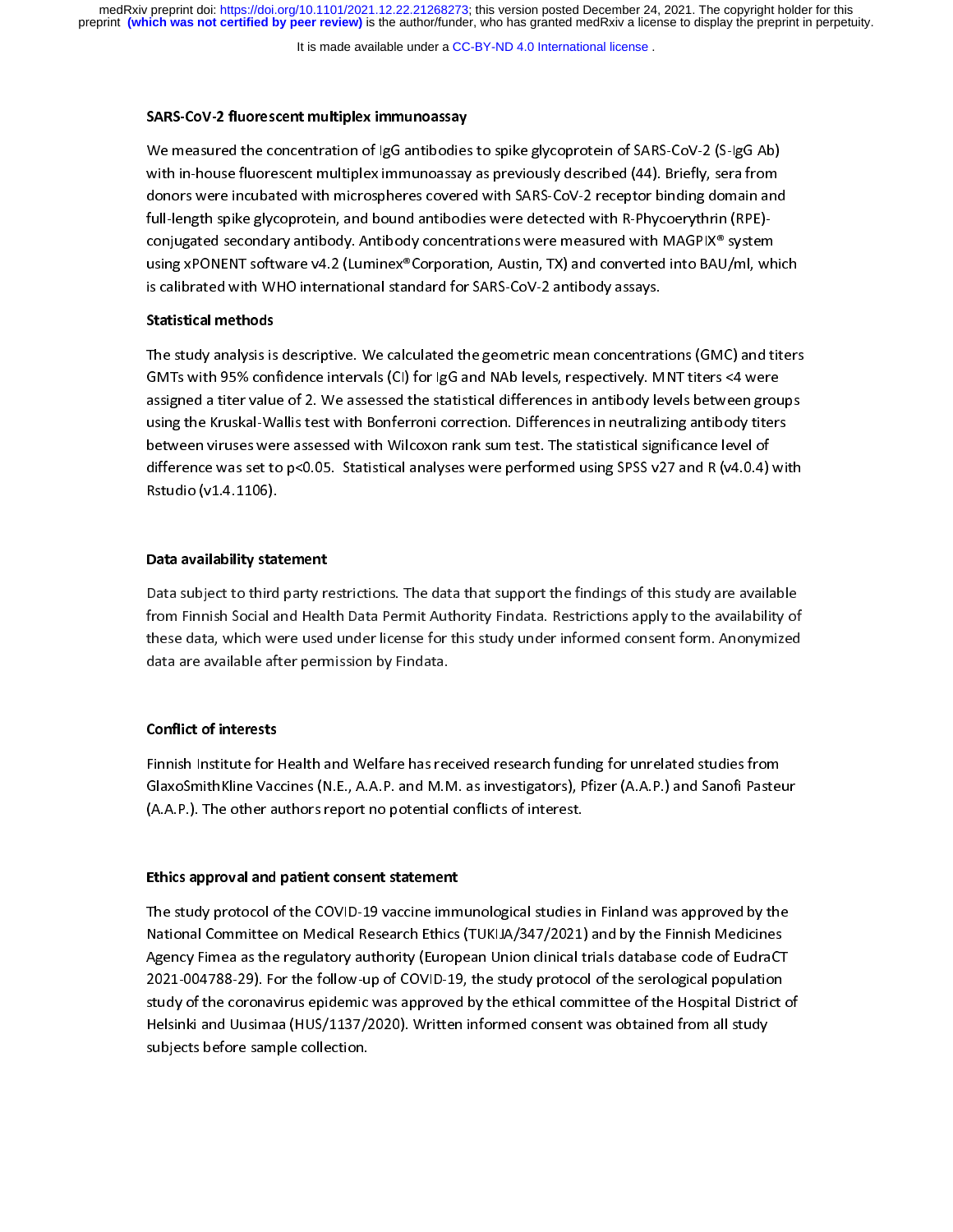### SARS-CoV-2 fluorescent multiplex immunoassay

We measured the concentration of IgG antibodies to spike glycoprotein of SARS-CoV-2 (S-IgG Ab) with in-house fluorescent multiplex immunoassay as previously described (44). Briefly, sera from donors were incubated with microspheres covered with SARS-CoV-2 receptor binding domain and full-length spike glycoprotein, and bound antibodies were detected with R-Phycoerythrin (RPE)-conjugated secondary antibody. Antibody concentrations were measured with MAGPIX® system using xPONENT software v4.2 (Luminex® Corporation, Austin, TX) and converted into BAU/ml, which is calibrated with WHO international standard for SARS-CoV-2 antibody assays.

### Statistical methods

The study analysis is descriptive. We calculated the geometric mean concentrations (GMC) and titers GMTs with 95% confidence intervals (CI) for IgG and NAb levels, respectively. MNT titers <4 were assigned a titer value of 2. We assessed the statistical differences in antibody levels between groups using the Kruskal-Wallis test with Bonferroni correction. Differences in neutralizing antibody titers between viruses were assessed with Wilcoxon rank sum test. The statistical significance level of difference was set to $p<0.05$. Statistical analyses were performed using SPSS v27 and R (v4.0.4) with Rstudio (v1.4.1106).

### Data availability statement

Data subject to third party restrictions. The data that support the findings of this study are available from Finnish Social and Health Data Permit Authority Findata. Restrictions apply to the availability of these data, which were used under license for this study under informed consent form. Anonymized data are available after permission by Findata.

### Conflict of interests

Finnish Institute for Health and Welfare has received research funding for unrelated studies from GlaxoSmithKline Vaccines (N.E., A.A.P. and M.M. as investigators), Pfizer (A.A.P.) and Sanofi Pasteur (A.A.P.). The other authors report no potential conflicts of interest.

### Ethics approval and patient consent statement

The study protocol of the COVID-19 vaccine immunological studies in Finland was approved by the National Committee on Medical Research Ethics (TUKIJA/347/2021) and by the Finnish Medicines Agency Fimea as the regulatory authority (European Union clinical trials database code of EudraCT 2021-004788-29). For the follow-up of COVID-19, the study protocol of the serological population study of the coronavirus epidemic was approved by the ethical committee of the Hospital District of Helsinki and Uusimaa (HUS/1137/2020). Written informed consent was obtained from all study subjects before sample collection.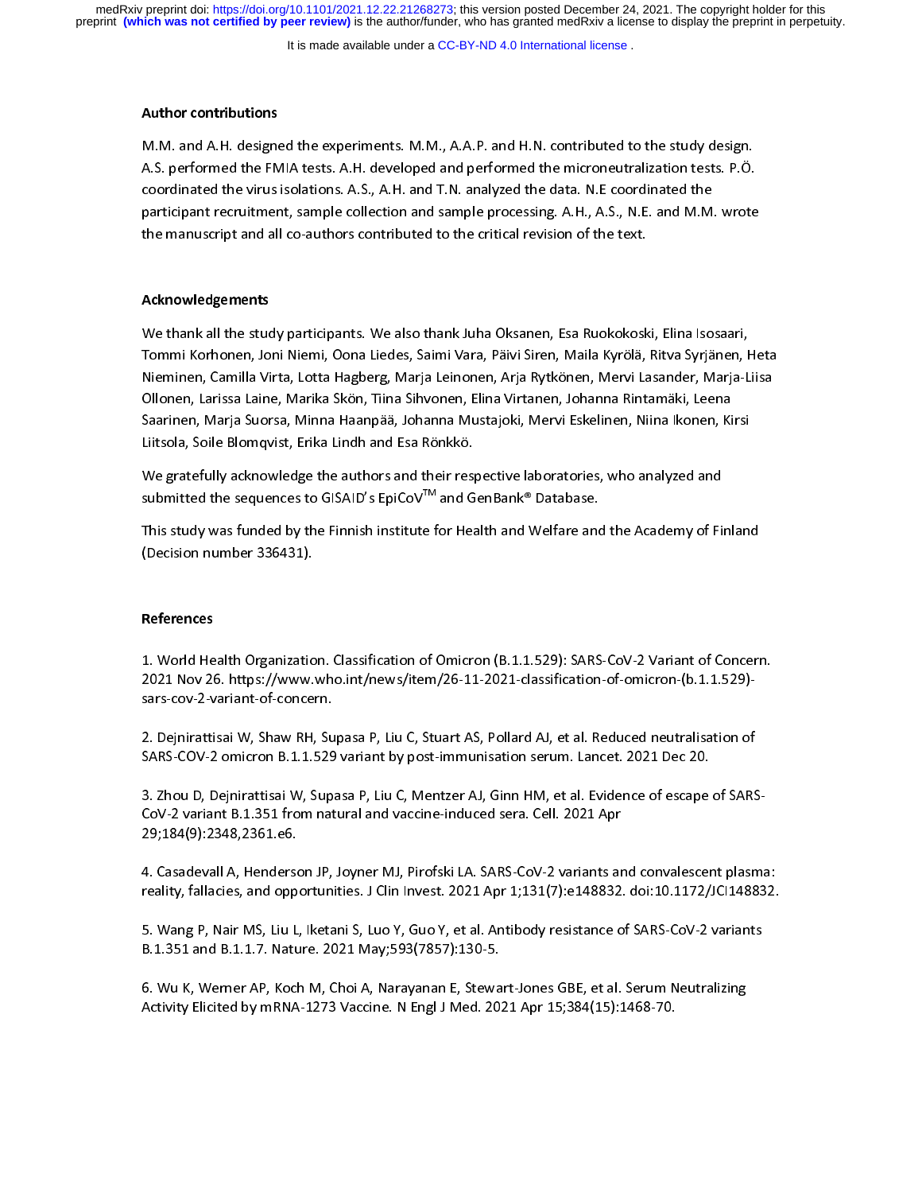## Author contributions

M.M. and A.H. designed the experiments. M.M., A.A.P. and H.N. contributed to the study design. A.S. performed the FMIA tests. A.H. developed and performed the microneutralization tests. P.Ö. coordinated the virus isolations. A.S., A.H. and T.N. analyzed the data. N.E coordinated the participant recruitment, sample collection and sample processing. A.H., A.S., N.E. and M.M. wrote the manuscript and all co-authors contributed to the critical revision of the text.

## Acknowledgements

We thank all the study participants. We also thank Juha Oksanen, Esa Ruokokoski, Elina Isosaari, Tommi Korhonen, Joni Niemi, Oona Liedes, Saimi Vara, Päivi Siren, Maila Kyrölä, Ritva Syrjänen, Heta Nieminen, Camilla Virta, Lotta Hagberg, Marja Leinonen, Arja Rytkönen, Mervi Lasander, Marja-Liisa Ollonen, Larissa Laine, Marika Skön, Tiina Sihvonen, Elina Virtanen, Johanna Rintamäki, Leena Saarinen, Marja Suorsa, Minna Haanpää, Johanna Mustajoki, Mervi Eskelinen, Niina Ikonen, Kirsi Liitsola, Soile Blomqvist, Erika Lindh and Esa Rönkkö.

We gratefully acknowledge the authors and their respective laboratories, who analyzed and submitted the sequences to GISAID's EpiCoV™ and GenBank® Database.

This study was funded by the Finnish institute for Health and Welfare and the Academy of Finland (Decision number 336431).

## References

1. World Health Organization. Classification of Omicron (B.1.1.529): SARS-CoV-2 Variant of Concern. 2021 Nov 26. https://www.who.int/news/item/26-11-2021-classification-of-omicron-(b.1.1.529)-sars-cov-2-variant-of-concern.

2. Dejnirattisai W, Shaw RH, Supasa P, Liu C, Stuart AS, Pollard AJ, et al. Reduced neutralisation of SARS-COV-2 omicron B.1.1.529 variant by post-immunisation serum. Lancet. 2021 Dec 20.

3. Zhou D, Dejnirattisai W, Supasa P, Liu C, Mentzer AJ, Ginn HM, et al. Evidence of escape of SARS-CoV-2 variant B.1.351 from natural and vaccine-induced sera. Cell. 2021 Apr 29;184(9):2348,2361.e6.

4. Casadevall A, Henderson JP, Joyner MJ, Pirofski LA. SARS-CoV-2 variants and convalescent plasma: reality, fallacies, and opportunities. J Clin Invest. 2021 Apr 1;131(7):e148832. doi:10.1172/JCI148832.

5. Wang P, Nair MS, Liu L, Iketani S, Luo Y, Guo Y, et al. Antibody resistance of SARS-CoV-2 variants B.1.351 and B.1.1.7. Nature. 2021 May;593(7857):130-5.

6. Wu K, Werner AP, Koch M, Choi A, Narayanan E, Stewart-Jones GBE, et al. Serum Neutralizing Activity Elicited by mRNA-1273 Vaccine. N Engl J Med. 2021 Apr 15;384(15):1468-70.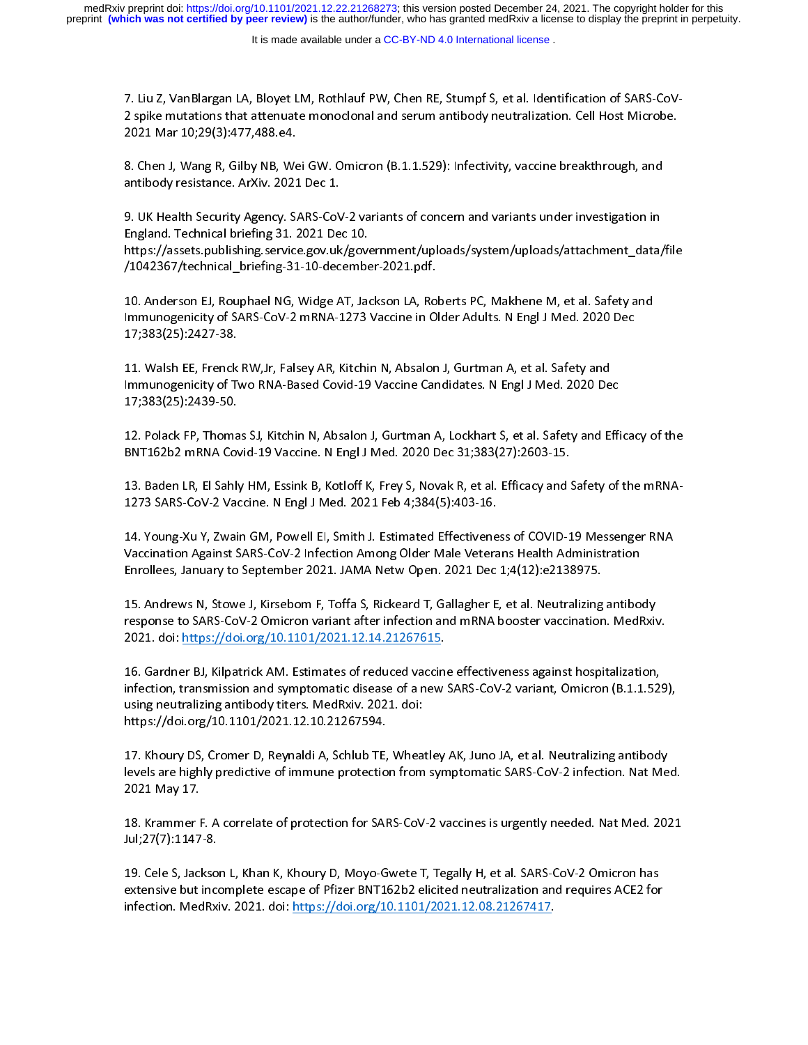7. Liu Z, VanBlargan LA, Bloyet LM, Rothlauf PW, Chen RE, Stumpf S, et al. Identification of SARS-CoV-2 spike mutations that attenuate monoclonal and serum antibody neutralization. Cell Host Microbe. 2021 Mar 10;29(3):477,488.e4.

8. Chen J, Wang R, Gilby NB, Wei GW. Omicron (B.1.1.529): Infectivity, vaccine breakthrough, and antibody resistance. ArXiv. 2021 Dec 1.

9. UK Health Security Agency. SARS-CoV-2 variants of concern and variants under investigation in England. Technical briefing 31. 2021 Dec 10. https://assets.publishing.service.gov.uk/government/uploads/system/uploads/attachment_data/file/1042367/technical_briefing-31-10-december-2021.pdf.

10. Anderson EJ, Rouphael NG, Widge AT, Jackson LA, Roberts PC, Makhene M, et al. Safety and Immunogenicity of SARS-CoV-2 mRNA-1273 Vaccine in Older Adults. N Engl J Med. 2020 Dec 17;383(25):2427-38.

11. Walsh EE, Frenck RW,Jr, Falsey AR, Kitchin N, Absalon J, Gurtman A, et al. Safety and Immunogenicity of Two RNA-Based Covid-19 Vaccine Candidates. N Engl J Med. 2020 Dec 17;383(25):2439-50.

12. Polack FP, Thomas SJ, Kitchin N, Absalon J, Gurtman A, Lockhart S, et al. Safety and Efficacy of the BNT162b2 mRNA Covid-19 Vaccine. N Engl J Med. 2020 Dec 31;383(27):2603-15.

13. Baden LR, El Sahly HM, Essink B, Kotloff K, Frey S, Novak R, et al. Efficacy and Safety of the mRNA-1273 SARS-CoV-2 Vaccine. N Engl J Med. 2021 Feb 4;384(5):403-16.

14. Young-Xu Y, Zwain GM, Powell EI, Smith J. Estimated Effectiveness of COVID-19 Messenger RNA Vaccination Against SARS-CoV-2 Infection Among Older Male Veterans Health Administration Enrollees, January to September 2021. JAMA Netw Open. 2021 Dec 1;4(12):e2138975.

15. Andrews N, Stowe J, Kirsebom F, Toffa S, Rickeard T, Gallagher E, et al. Neutralizing antibody response to SARS-CoV-2 Omicron variant after infection and mRNA booster vaccination. MedRxiv. 2021. doi: https://doi.org/10.1101/2021.12.14.21267615.

16. Gardner BJ, Kilpatrick AM. Estimates of reduced vaccine effectiveness against hospitalization, infection, transmission and symptomatic disease of a new SARS-CoV-2 variant, Omicron (B.1.1.529), using neutralizing antibody titers. MedRxiv. 2021. doi: https://doi.org/10.1101/2021.12.10.21267594.

17. Khoury DS, Cromer D, Reynaldi A, Schlub TE, Wheatley AK, Juno JA, et al. Neutralizing antibody levels are highly predictive of immune protection from symptomatic SARS-CoV-2 infection. Nat Med. 2021 May 17.

18. Krammer F. A correlate of protection for SARS-CoV-2 vaccines is urgently needed. Nat Med. 2021 Jul;27(7):1147-8.

19. Cele S, Jackson L, Khan K, Khoury D, Moyo-Gwete T, Tegally H, et al. SARS-CoV-2 Omicron has extensive but incomplete escape of Pfizer BNT162b2 elicited neutralization and requires ACE2 for infection. MedRxiv. 2021. doi: https://doi.org/10.1101/2021.12.08.21267417.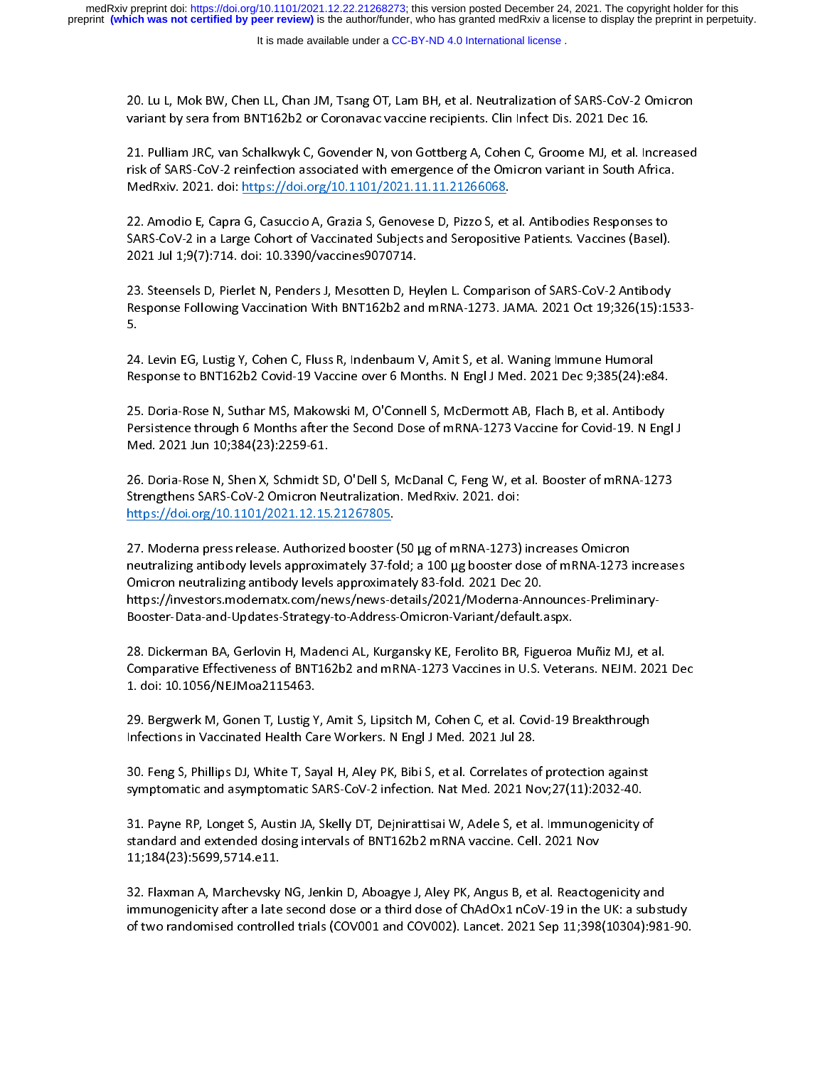20. Lu L, Mok BW, Chen LL, Chan JM, Tsang OT, Lam BH, et al. Neutralization of SARS-CoV-2 Omicron variant by sera from BNT162b2 or Coronavac vaccine recipients. Clin Infect Dis. 2021 Dec 16.

21. Pulliam JRC, van Schalkwyk C, Govender N, von Gottberg A, Cohen C, Groome MJ, et al. Increased risk of SARS-CoV-2 reinfection associated with emergence of the Omicron variant in South Africa. MedRxiv. 2021. doi: https://doi.org/10.1101/2021.11.11.21266068.

22. Amodio E, Capra G, Casuccio A, Grazia S, Genovese D, Pizzo S, et al. Antibodies Responses to SARS-CoV-2 in a Large Cohort of Vaccinated Subjects and Seropositive Patients. Vaccines (Basel). 2021 Jul 1;9(7):714. doi: 10.3390/vaccines9070714.

23. Steensels D, Pierlet N, Penders J, Mesotten D, Heylen L. Comparison of SARS-CoV-2 Antibody Response Following Vaccination With BNT162b2 and mRNA-1273. JAMA. 2021 Oct 19;326(15):1533-5.

24. Levin EG, Lustig Y, Cohen C, Fluss R, Indenbaum V, Amit S, et al. Waning Immune Humoral Response to BNT162b2 Covid-19 Vaccine over 6 Months. N Engl J Med. 2021 Dec 9;385(24):e84.

25. Doria-Rose N, Suthar MS, Makowski M, O'Connell S, McDermott AB, Flach B, et al. Antibody Persistence through 6 Months after the Second Dose of mRNA-1273 Vaccine for Covid-19. N Engl J Med. 2021 Jun 10;384(23):2259-61.

26. Doria-Rose N, Shen X, Schmidt SD, O'Dell S, McDanal C, Feng W, et al. Booster of mRNA-1273 Strengthens SARS-CoV-2 Omicron Neutralization. MedRxiv. 2021. doi: https://doi.org/10.1101/2021.12.15.21267805.

27. Moderna press release. Authorized booster (50 μg of mRNA-1273) increases Omicron neutralizing antibody levels approximately 37-fold; a 100 μg booster dose of mRNA-1273 increases Omicron neutralizing antibody levels approximately 83-fold. 2021 Dec 20. https://investors.modernatx.com/news/news-details/2021/Moderna-Announces-Preliminary-Booster-Data-and-Updates-Strategy-to-Address-Omicron-Variant/default.aspx.

28. Dickerman BA, Gerlovin H, Madenci AL, Kurgansky KE, Ferolito BR, Figueroa Muñiz MJ, et al. Comparative Effectiveness of BNT162b2 and mRNA-1273 Vaccines in U.S. Veterans. NEJM. 2021 Dec 1. doi: 10.1056/NEJMoa2115463.

29. Bergwerk M, Gonen T, Lustig Y, Amit S, Lipsitch M, Cohen C, et al. Covid-19 Breakthrough Infections in Vaccinated Health Care Workers. N Engl J Med. 2021 Jul 28.

30. Feng S, Phillips DJ, White T, Sayal H, Aley PK, Bibi S, et al. Correlates of protection against symptomatic and asymptomatic SARS-CoV-2 infection. Nat Med. 2021 Nov;27(11):2032-40.

31. Payne RP, Longet S, Austin JA, Skelly DT, Dejnirattisai W, Adele S, et al. Immunogenicity of standard and extended dosing intervals of BNT162b2 mRNA vaccine. Cell. 2021 Nov 11;184(23):5699,5714.e11.

32. Flaxman A, Marchevsky NG, Jenkin D, Aboagye J, Aley PK, Angus B, et al. Reactogenicity and immunogenicity after a late second dose or a third dose of ChAdOx1 nCoV-19 in the UK: a substudy of two randomised controlled trials (COV001 and COV002). Lancet. 2021 Sep 11;398(10304):981-90.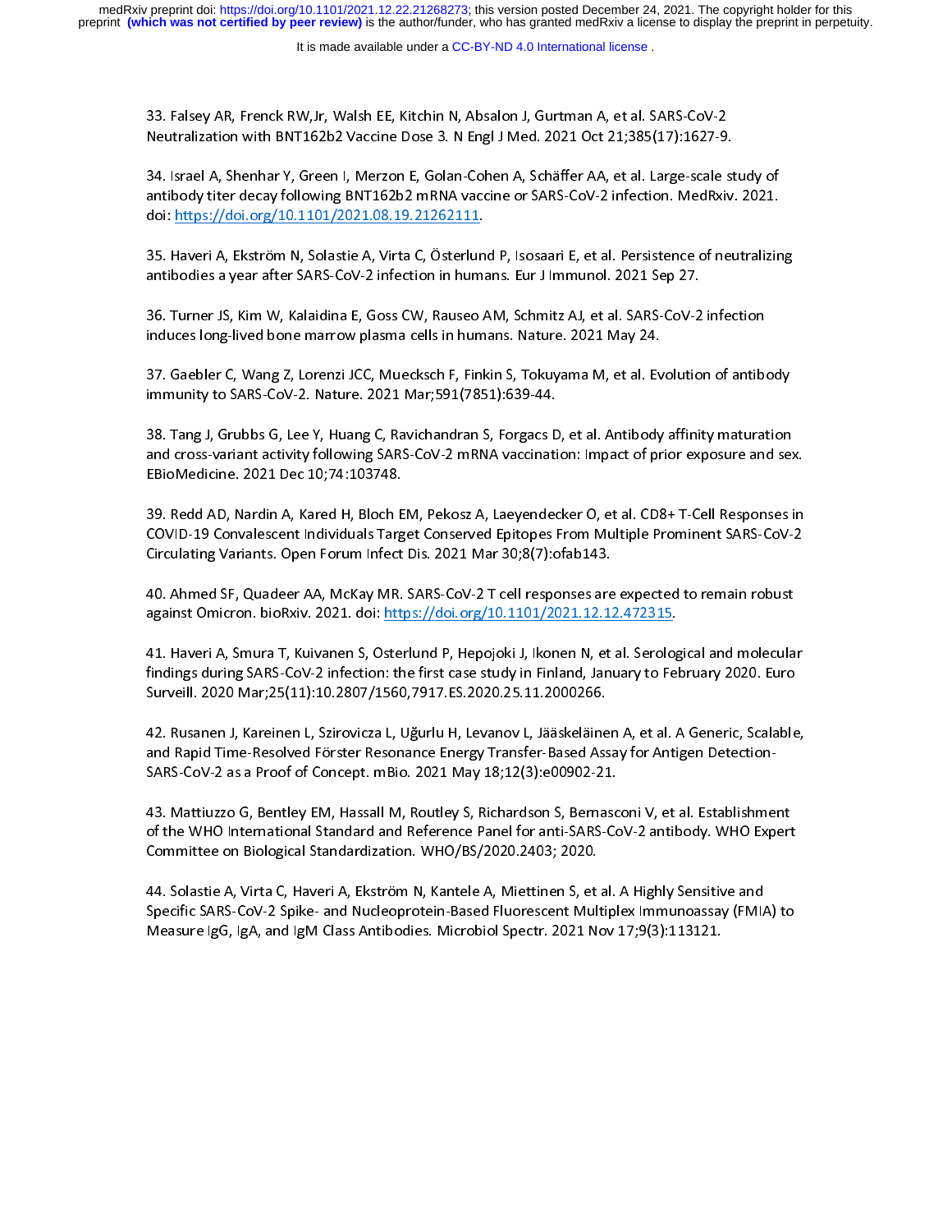33. Falsey AR, Frenck RW,Jr, Walsh EE, Kitchin N, Absalon J, Gurtman A, et al. SARS-CoV-2 Neutralization with BNT162b2 Vaccine Dose 3. N Engl J Med. 2021 Oct 21;385(17):1627-9.

34. Israel A, Shenhar Y, Green I, Merzon E, Golan-Cohen A, Schäffer AA, et al. Large-scale study of antibody titer decay following BNT162b2 mRNA vaccine or SARS-CoV-2 infection. MedRxiv. 2021. doi: https://doi.org/10.1101/2021.08.19.21262111.

35. Haveri A, Ekström N, Solastie A, Virta C, Österlund P, Isosaari E, et al. Persistence of neutralizing antibodies a year after SARS-CoV-2 infection in humans. Eur J Immunol. 2021 Sep 27.

36. Turner JS, Kim W, Kalaidina E, Goss CW, Rauseo AM, Schmitz AJ, et al. SARS-CoV-2 infection induces long-lived bone marrow plasma cells in humans. Nature. 2021 May 24.

37. Gaebler C, Wang Z, Lorenzi JCC, Muecksch F, Finkin S, Tokuyama M, et al. Evolution of antibody immunity to SARS-CoV-2. Nature. 2021 Mar;591(7851):639-44.

38. Tang J, Grubbs G, Lee Y, Huang C, Ravichandran S, Forgacs D, et al. Antibody affinity maturation and cross-variant activity following SARS-CoV-2 mRNA vaccination: Impact of prior exposure and sex. EBioMedicine. 2021 Dec 10;74:103748.

39. Redd AD, Nardin A, Kared H, Bloch EM, Pekosz A, Laeyendecker O, et al. CD8+ T-Cell Responses in COVID-19 Convalescent Individuals Target Conserved Epitopes From Multiple Prominent SARS-CoV-2 Circulating Variants. Open Forum Infect Dis. 2021 Mar 30;8(7):ofab143.

40. Ahmed SF, Quadeer AA, McKay MR. SARS-CoV-2 T cell responses are expected to remain robust against Omicron. bioRxiv. 2021. doi: https://doi.org/10.1101/2021.12.12.472315.

41. Haveri A, Smura T, Kuivanen S, Osterlund P, Hepojoki J, Ikonen N, et al. Serological and molecular findings during SARS-CoV-2 infection: the first case study in Finland, January to February 2020. Euro Surveill. 2020 Mar;25(11):10.2807/1560,7917.ES.2020.25.11.2000266.

42. Rusanen J, Kareinen L, Szirovicza L, Uğurlu H, Levanov L, Jääskeläinen A, et al. A Generic, Scalable, and Rapid Time-Resolved Förster Resonance Energy Transfer-Based Assay for Antigen Detection-SARS-CoV-2 as a Proof of Concept. mBio. 2021 May 18;12(3):e00902-21.

43. Mattiuzzo G, Bentley EM, Hassall M, Routley S, Richardson S, Bernasconi V, et al. Establishment of the WHO International Standard and Reference Panel for anti-SARS-CoV-2 antibody. WHO Expert Committee on Biological Standardization. WHO/BS/2020.2403; 2020.

44. Solastie A, Virta C, Haveri A, Ekström N, Kantele A, Miettinen S, et al. A Highly Sensitive and Specific SARS-CoV-2 Spike- and Nucleoprotein-Based Fluorescent Multiplex Immunoassay (FMIA) to Measure IgG, IgA, and IgM Class Antibodies. Microbiol Spectr. 2021 Nov 17;9(3):113121.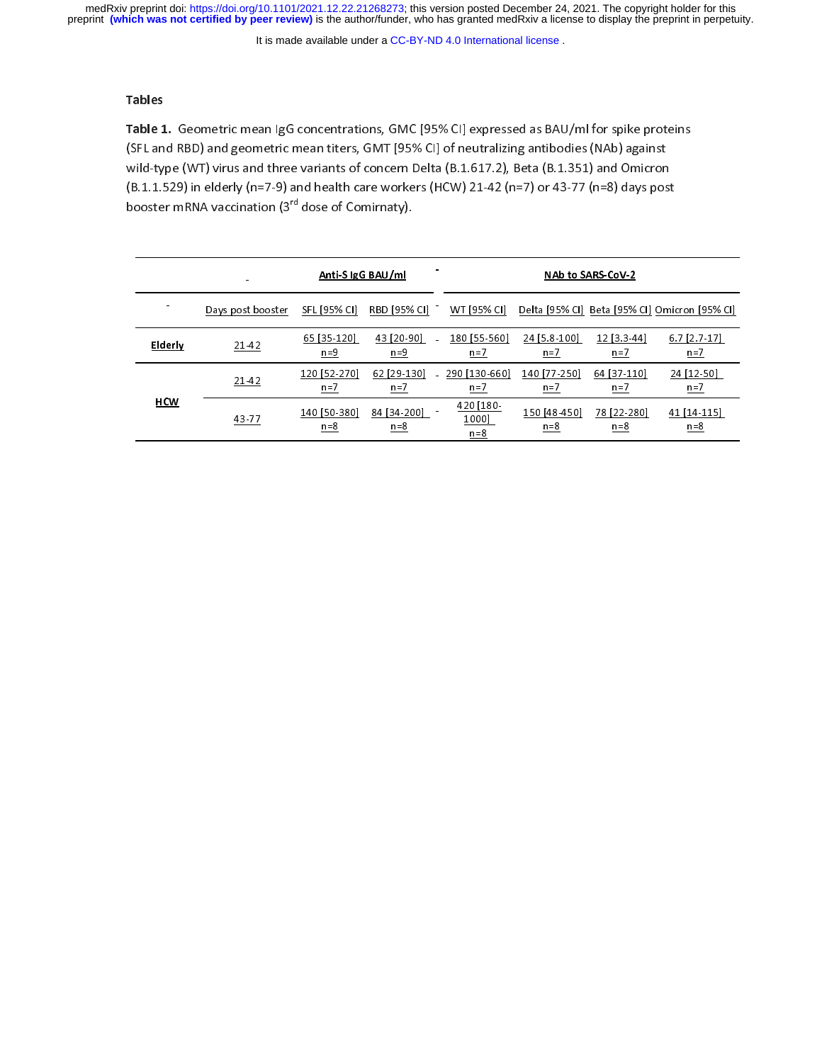## Tables

**Table 1.** Geometric mean IgG concentrations, GMC [95% CI] expressed as BAU/ml for spike proteins (SFL and RBD) and geometric mean titers, GMT [95% CI] of neutralizing antibodies (NAb) against wild-type (WT) virus and three variants of concern Delta (B.1.617.2), Beta (B.1.351) and Omicron (B.1.1.529) in elderly (n=7-9) and health care workers (HCW) 21-42 (n=7) or 43-77 (n=8) days post booster mRNA vaccination (3rd dose of Comirnaty).

| | | **Anti-S IgG BAU/ml** | | **NAb to SARS-CoV-2** | | | |
|---|---|---|---|---|---|---|---|
| | Days post booster | SFL [95% CI] | RBD [95% CI] | WT [95% CI] | Delta [95% CI] | Beta [95% CI] | Omicron [95% CI] |
| **Elderly** | 21-42 | 65 [35-120] n=9 | 43 [20-90] n=9 | 180 [55-560] n=7 | 24 [5.8-100] n=7 | 12 [3.3-44] n=7 | 6.7 [2.7-17] n=7 |
| **HCW** | 21-42 | 120 [52-270] n=7 | 62 [29-130] n=7 | 290 [130-660] n=7 | 140 [77-250] n=7 | 64 [37-110] n=7 | 24 [12-50] n=7 |
| | 43-77 | 140 [50-380] n=8 | 84 [34-200] n=8 | 420 [180-1000] n=8 | 150 [48-450] n=8 | 78 [22-280] n=8 | 41 [14-115] n=8 |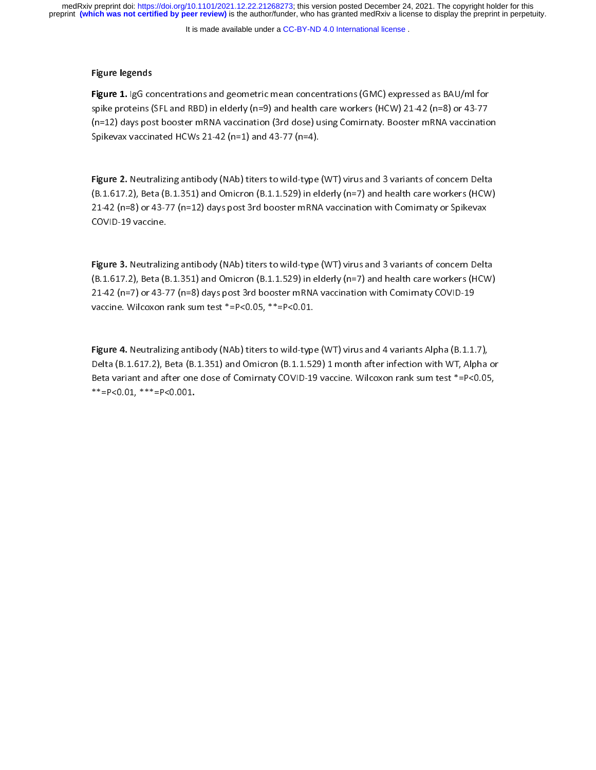## Figure legends

**Figure 1.** IgG concentrations and geometric mean concentrations (GMC) expressed as BAU/ml for spike proteins (SFL and RBD) in elderly (n=9) and health care workers (HCW) 21-42 (n=8) or 43-77 (n=12) days post booster mRNA vaccination (3rd dose) using Comirnaty. Booster mRNA vaccination Spikevax vaccinated HCWs 21-42 (n=1) and 43-77 (n=4).

**Figure 2.** Neutralizing antibody (NAb) titers to wild-type (WT) virus and 3 variants of concern Delta (B.1.617.2), Beta (B.1.351) and Omicron (B.1.1.529) in elderly (n=7) and health care workers (HCW) 21-42 (n=8) or 43-77 (n=12) days post 3rd booster mRNA vaccination with Comirnaty or Spikevax COVID-19 vaccine.

**Figure 3.** Neutralizing antibody (NAb) titers to wild-type (WT) virus and 3 variants of concern Delta (B.1.617.2), Beta (B.1.351) and Omicron (B.1.1.529) in elderly (n=7) and health care workers (HCW) 21-42 (n=7) or 43-77 (n=8) days post 3rd booster mRNA vaccination with Comirnaty COVID-19 vaccine. Wilcoxon rank sum test *=P<0.05, **=P<0.01.

**Figure 4.** Neutralizing antibody (NAb) titers to wild-type (WT) virus and 4 variants Alpha (B.1.1.7), Delta (B.1.617.2), Beta (B.1.351) and Omicron (B.1.1.529) 1 month after infection with WT, Alpha or Beta variant and after one dose of Comirnaty COVID-19 vaccine. Wilcoxon rank sum test *=P<0.05, **=P<0.01, ***=P<0.001.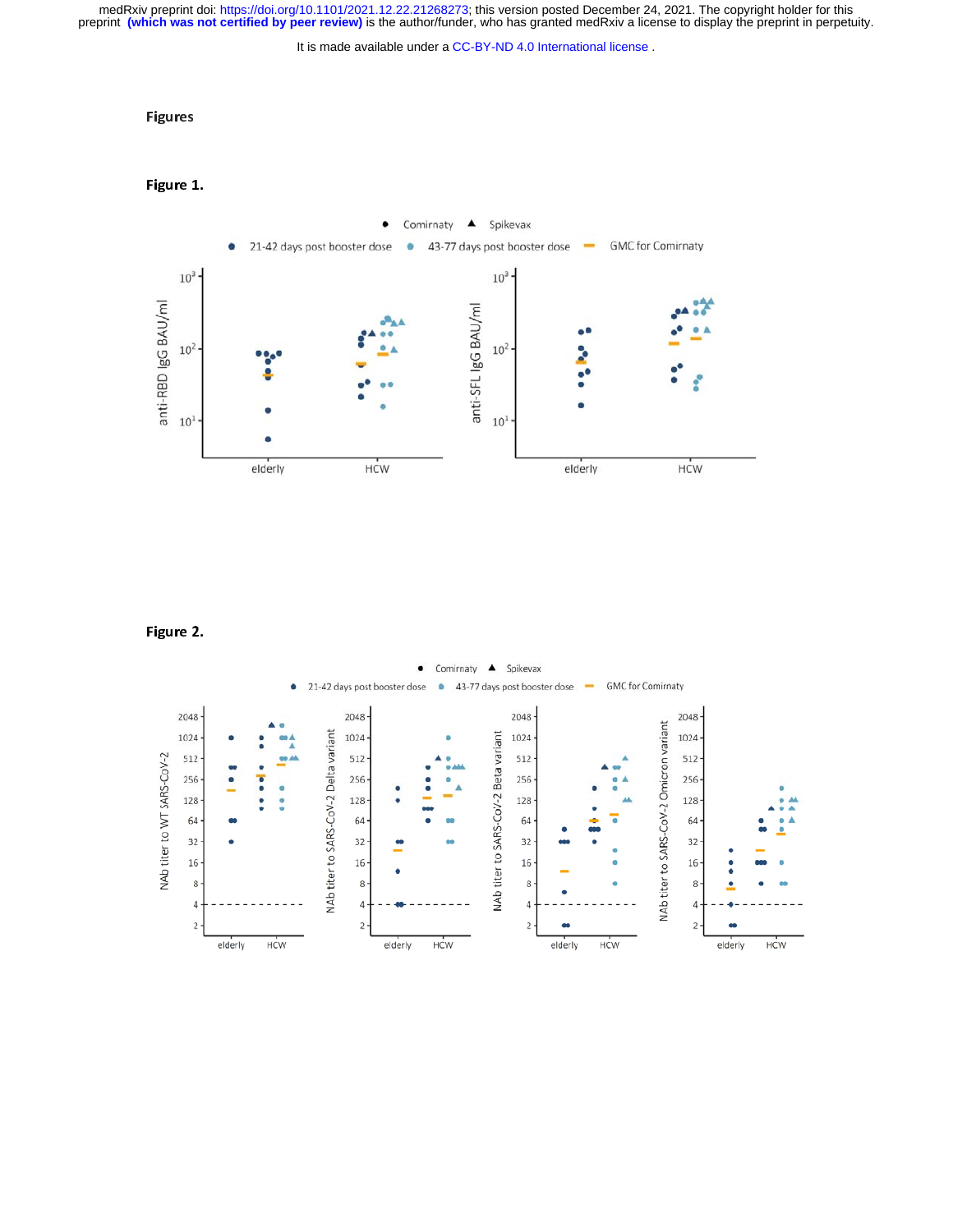# Figures

## Figure 1.

## Figure 2.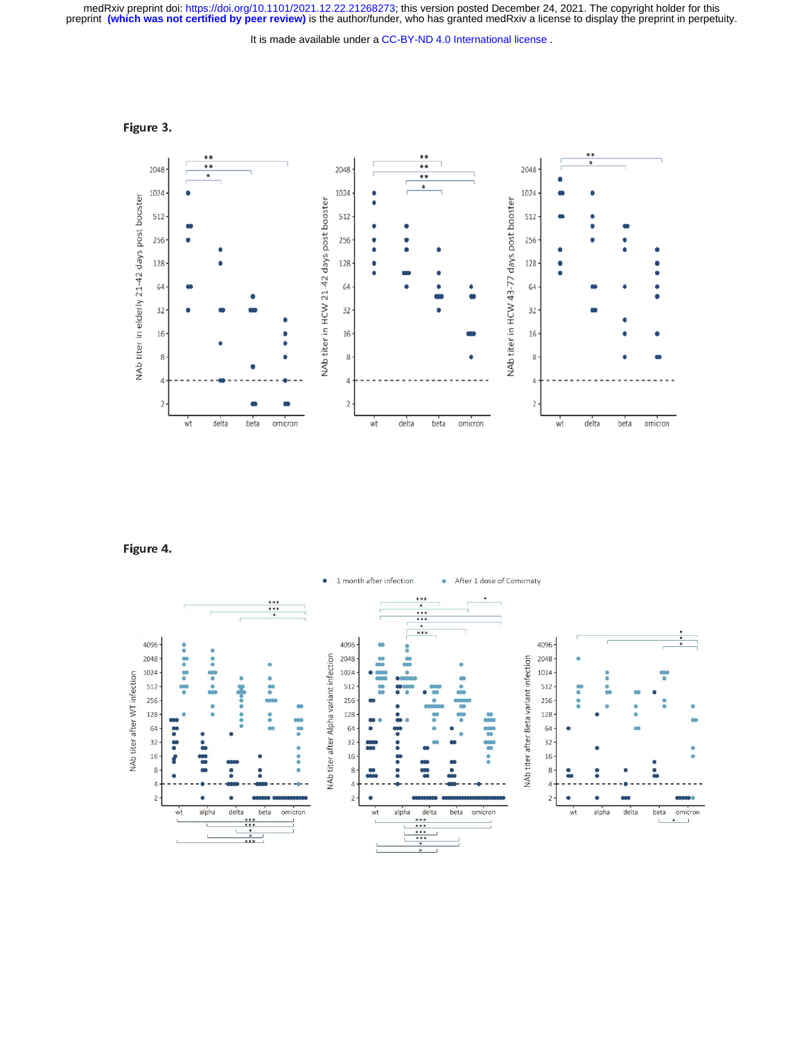Figure 3.

Figure 4.